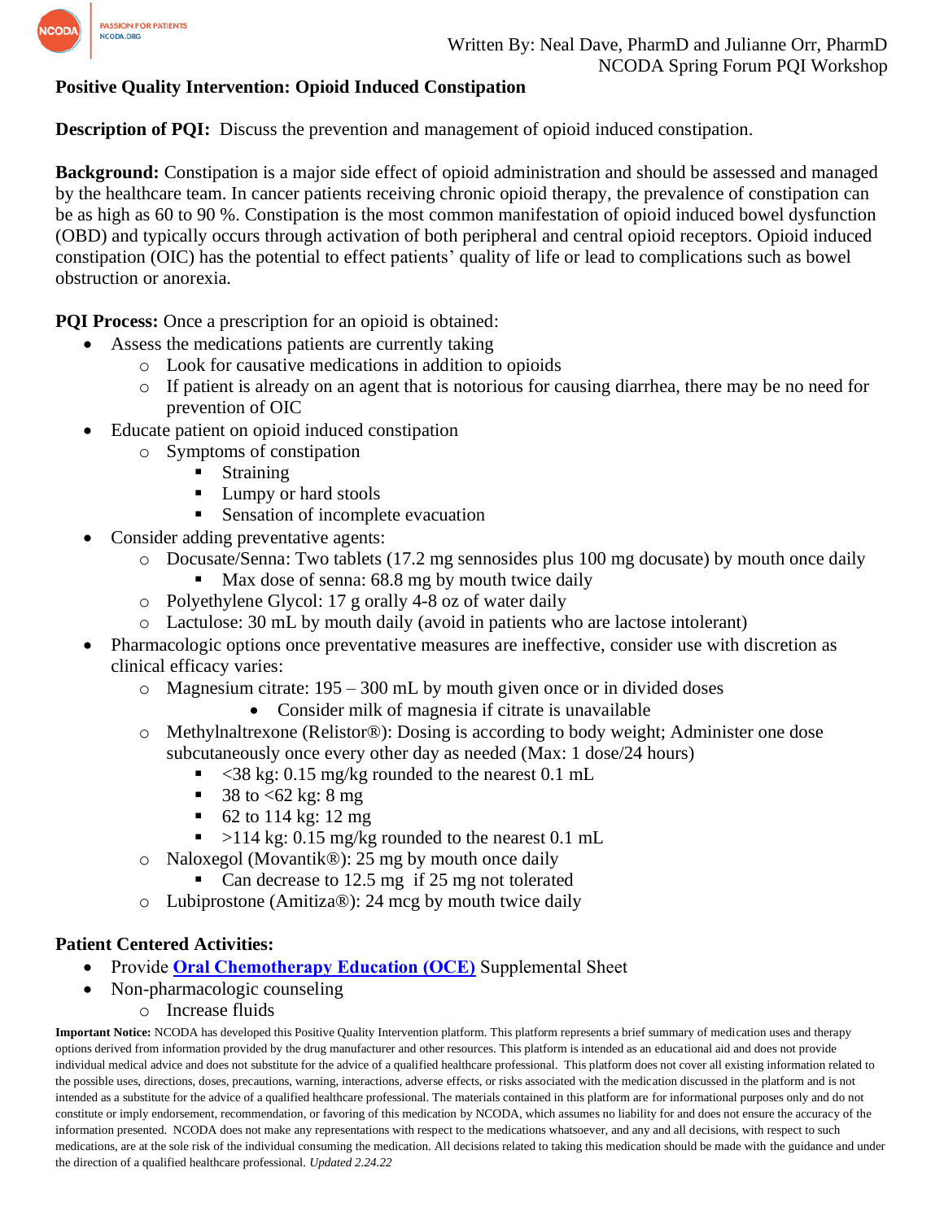Written By: Neal Dave, PharmD and Julianne Orr, PharmD
NCODA Spring Forum PQI Workshop

# Positive Quality Intervention: Opioid Induced Constipation

**Description of PQI:** Discuss the prevention and management of opioid induced constipation.

**Background:** Constipation is a major side effect of opioid administration and should be assessed and managed by the healthcare team. In cancer patients receiving chronic opioid therapy, the prevalence of constipation can be as high as 60 to 90 %. Constipation is the most common manifestation of opioid induced bowel dysfunction (OBD) and typically occurs through activation of both peripheral and central opioid receptors. Opioid induced constipation (OIC) has the potential to effect patients' quality of life or lead to complications such as bowel obstruction or anorexia.

**PQI Process:** Once a prescription for an opioid is obtained:

- Assess the medications patients are currently taking
  - Look for causative medications in addition to opioids
  - If patient is already on an agent that is notorious for causing diarrhea, there may be no need for prevention of OIC
- Educate patient on opioid induced constipation
  - Symptoms of constipation
    - Straining
    - Lumpy or hard stools
    - Sensation of incomplete evacuation
- Consider adding preventative agents:
  - Docusate/Senna: Two tablets (17.2 mg sennosides plus 100 mg docusate) by mouth once daily
    - Max dose of senna: 68.8 mg by mouth twice daily
  - Polyethylene Glycol: 17 g orally 4-8 oz of water daily
  - Lactulose: 30 mL by mouth daily (avoid in patients who are lactose intolerant)
- Pharmacologic options once preventative measures are ineffective, consider use with discretion as clinical efficacy varies:
  - Magnesium citrate: 195 – 300 mL by mouth given once or in divided doses
    - Consider milk of magnesia if citrate is unavailable
  - Methylnaltrexone (Relistor®): Dosing is according to body weight; Administer one dose subcutaneously once every other day as needed (Max: 1 dose/24 hours)
    - <38 kg: 0.15 mg/kg rounded to the nearest 0.1 mL
    - 38 to <62 kg: 8 mg
    - 62 to 114 kg: 12 mg
    - >114 kg: 0.15 mg/kg rounded to the nearest 0.1 mL
  - Naloxegol (Movantik®): 25 mg by mouth once daily
    - Can decrease to 12.5 mg if 25 mg not tolerated
  - Lubiprostone (Amitiza®): 24 mcg by mouth twice daily

## Patient Centered Activities:

- Provide **[Oral Chemotherapy Education (OCE)](#)** Supplemental Sheet
- Non-pharmacologic counseling
  - Increase fluids

**Important Notice:** NCODA has developed this Positive Quality Intervention platform. This platform represents a brief summary of medication uses and therapy options derived from information provided by the drug manufacturer and other resources. This platform is intended as an educational aid and does not provide individual medical advice and does not substitute for the advice of a qualified healthcare professional. This platform does not cover all existing information related to the possible uses, directions, doses, precautions, warning, interactions, adverse effects, or risks associated with the medication discussed in the platform and is not intended as a substitute for the advice of a qualified healthcare professional. The materials contained in this platform are for informational purposes only and do not constitute or imply endorsement, recommendation, or favoring of this medication by NCODA, which assumes no liability for and does not ensure the accuracy of the information presented. NCODA does not make any representations with respect to the medications whatsoever, and any and all decisions, with respect to such medications, are at the sole risk of the individual consuming the medication. All decisions related to taking this medication should be made with the guidance and under the direction of a qualified healthcare professional. *Updated 2.24.22*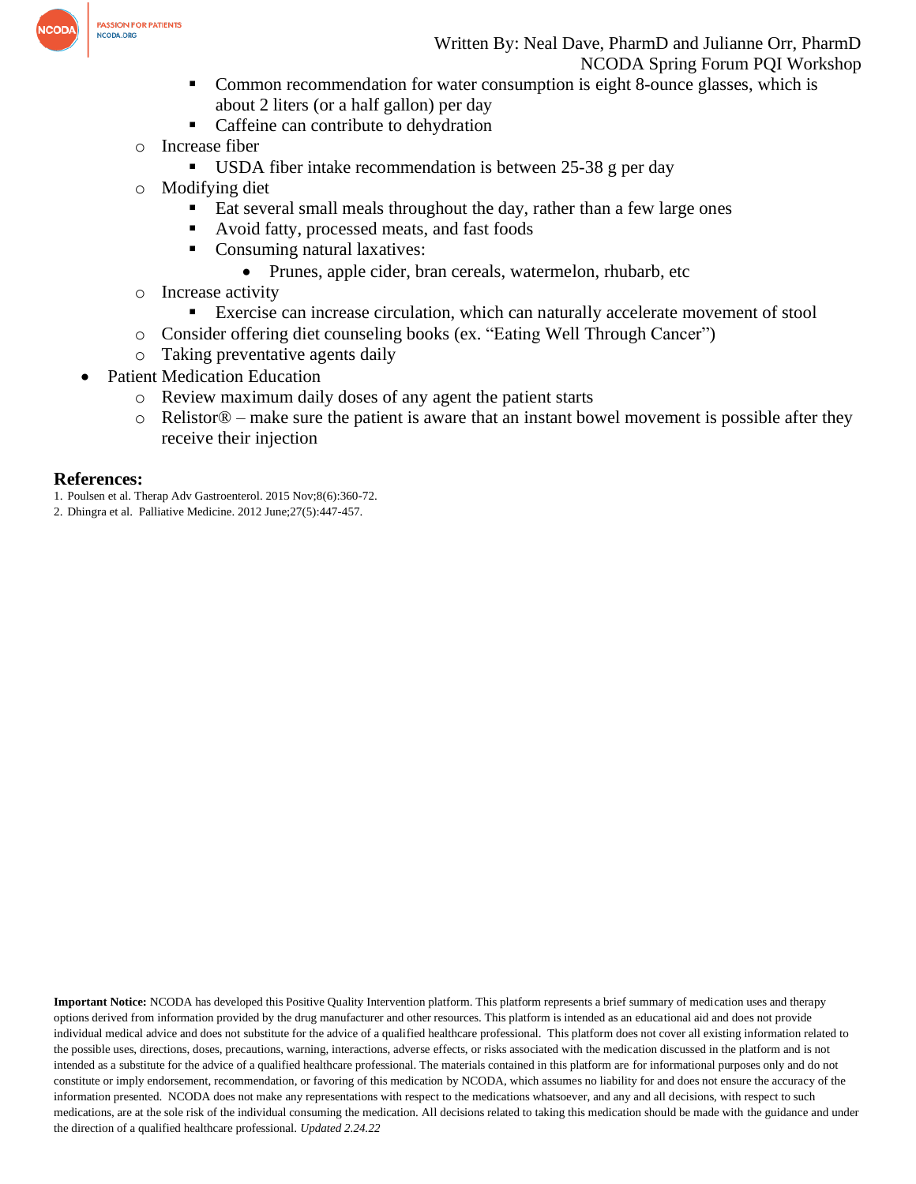- Common recommendation for water consumption is eight 8-ounce glasses, which is about 2 liters (or a half gallon) per day
    - Caffeine can contribute to dehydration
  - Increase fiber
    - USDA fiber intake recommendation is between 25-38 g per day
  - Modifying diet
    - Eat several small meals throughout the day, rather than a few large ones
    - Avoid fatty, processed meats, and fast foods
    - Consuming natural laxatives:
      - Prunes, apple cider, bran cereals, watermelon, rhubarb, etc
  - Increase activity
    - Exercise can increase circulation, which can naturally accelerate movement of stool
  - Consider offering diet counseling books (ex. "Eating Well Through Cancer")
  - Taking preventative agents daily
- Patient Medication Education
  - Review maximum daily doses of any agent the patient starts
  - Relistor® – make sure the patient is aware that an instant bowel movement is possible after they receive their injection

## References:

1. Poulsen et al. Therap Adv Gastroenterol. 2015 Nov;8(6):360-72.
2. Dhingra et al. Palliative Medicine. 2012 June;27(5):447-457.

**Important Notice:** NCODA has developed this Positive Quality Intervention platform. This platform represents a brief summary of medication uses and therapy options derived from information provided by the drug manufacturer and other resources. This platform is intended as an educational aid and does not provide individual medical advice and does not substitute for the advice of a qualified healthcare professional. This platform does not cover all existing information related to the possible uses, directions, doses, precautions, warning, interactions, adverse effects, or risks associated with the medication discussed in the platform and is not intended as a substitute for the advice of a qualified healthcare professional. The materials contained in this platform are for informational purposes only and do not constitute or imply endorsement, recommendation, or favoring of this medication by NCODA, which assumes no liability for and does not ensure the accuracy of the information presented. NCODA does not make any representations with respect to the medications whatsoever, and any and all decisions, with respect to such medications, are at the sole risk of the individual consuming the medication. All decisions related to taking this medication should be made with the guidance and under the direction of a qualified healthcare professional. *Updated 2.24.22*